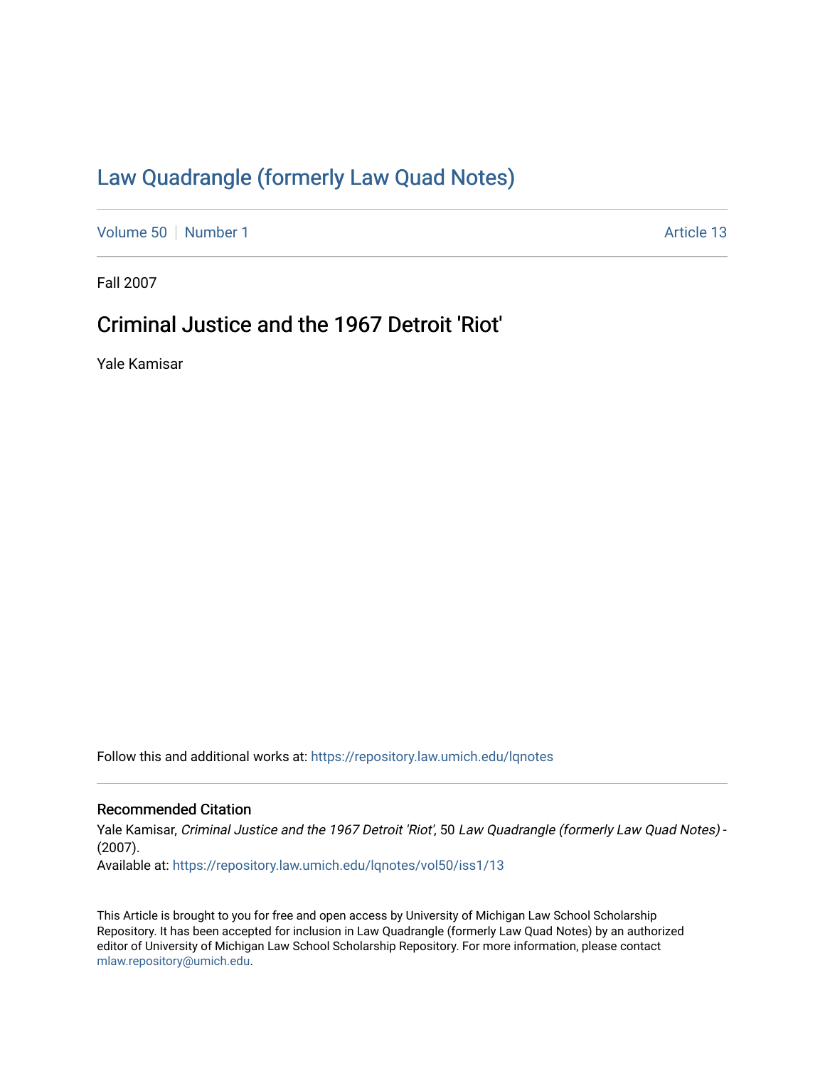# Law Quadrangle (formerly Law Quad Notes)

Volume 50 | Number 1 | Article 13

Fall 2007

## Criminal Justice and the 1967 Detroit 'Riot'

Yale Kamisar

Follow this and additional works at: https://repository.law.umich.edu/lqnotes

### Recommended Citation

Yale Kamisar, *Criminal Justice and the 1967 Detroit 'Riot'*, 50 *Law Quadrangle (formerly Law Quad Notes)* - (2007).

Available at: https://repository.law.umich.edu/lqnotes/vol50/iss1/13

This Article is brought to you for free and open access by University of Michigan Law School Scholarship Repository. It has been accepted for inclusion in Law Quadrangle (formerly Law Quad Notes) by an authorized editor of University of Michigan Law School Scholarship Repository. For more information, please contact mlaw.repository@umich.edu.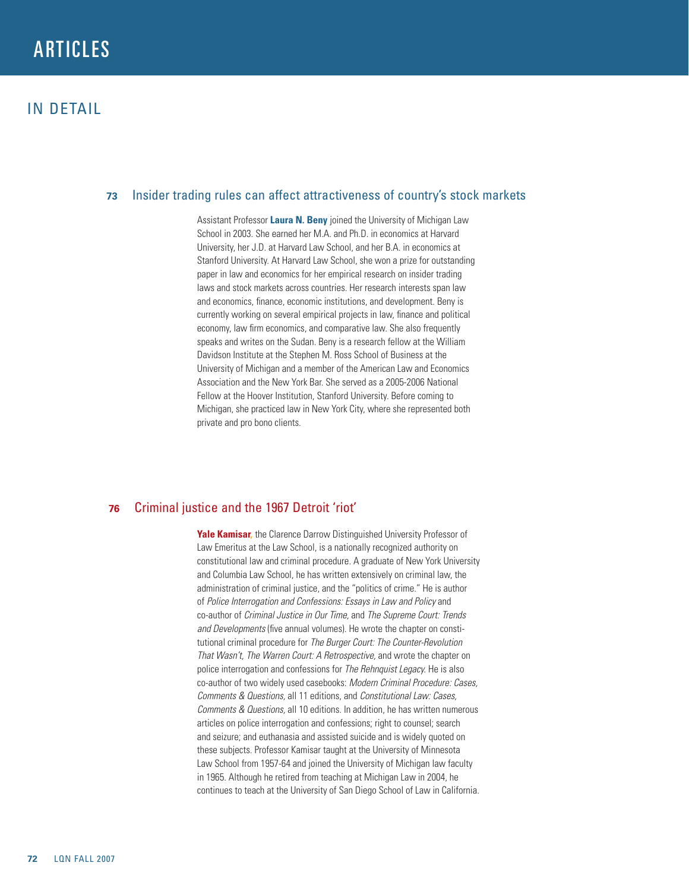# ARTICLES

## IN DETAIL

### 73 Insider trading rules can affect attractiveness of country's stock markets

Assistant Professor **Laura N. Beny** joined the University of Michigan Law School in 2003. She earned her M.A. and Ph.D. in economics at Harvard University, her J.D. at Harvard Law School, and her B.A. in economics at Stanford University. At Harvard Law School, she won a prize for outstanding paper in law and economics for her empirical research on insider trading laws and stock markets across countries. Her research interests span law and economics, finance, economic institutions, and development. Beny is currently working on several empirical projects in law, finance and political economy, law firm economics, and comparative law. She also frequently speaks and writes on the Sudan. Beny is a research fellow at the William Davidson Institute at the Stephen M. Ross School of Business at the University of Michigan and a member of the American Law and Economics Association and the New York Bar. She served as a 2005-2006 National Fellow at the Hoover Institution, Stanford University. Before coming to Michigan, she practiced law in New York City, where she represented both private and pro bono clients.

### 76 Criminal justice and the 1967 Detroit 'riot'

**Yale Kamisar**, the Clarence Darrow Distinguished University Professor of Law Emeritus at the Law School, is a nationally recognized authority on constitutional law and criminal procedure. A graduate of New York University and Columbia Law School, he has written extensively on criminal law, the administration of criminal justice, and the "politics of crime." He is author of *Police Interrogation and Confessions: Essays in Law and Policy* and co-author of *Criminal Justice in Our Time,* and *The Supreme Court: Trends and Developments* (five annual volumes). He wrote the chapter on constitutional criminal procedure for *The Burger Court: The Counter-Revolution That Wasn't, The Warren Court: A Retrospective,* and wrote the chapter on police interrogation and confessions for *The Rehnquist Legacy.* He is also co-author of two widely used casebooks: *Modern Criminal Procedure: Cases, Comments & Questions,* all 11 editions, and *Constitutional Law: Cases, Comments & Questions,* all 10 editions. In addition, he has written numerous articles on police interrogation and confessions; right to counsel; search and seizure; and euthanasia and assisted suicide and is widely quoted on these subjects. Professor Kamisar taught at the University of Minnesota Law School from 1957-64 and joined the University of Michigan law faculty in 1965. Although he retired from teaching at Michigan Law in 2004, he continues to teach at the University of San Diego School of Law in California.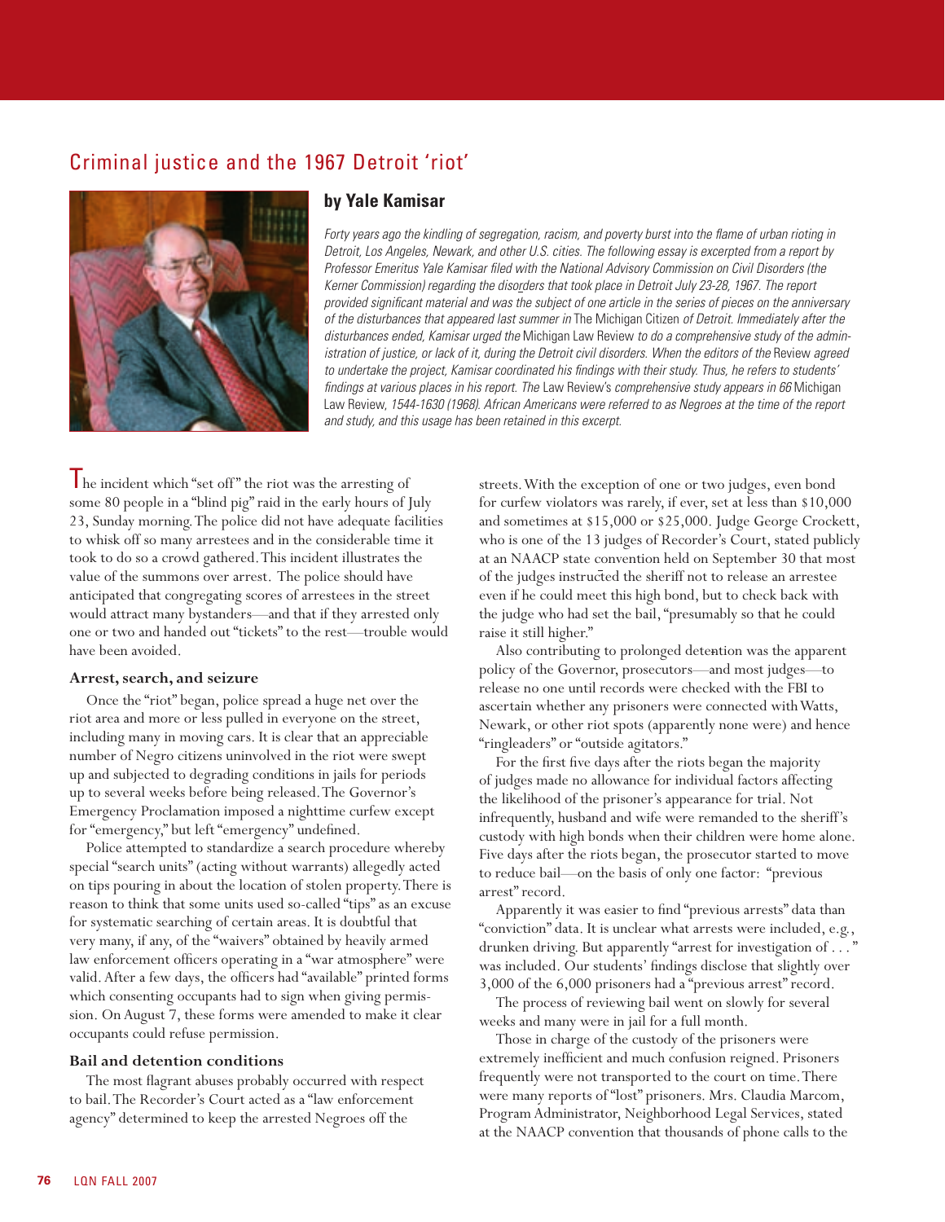# Criminal justice and the 1967 Detroit 'riot'

## by Yale Kamisar

*Forty years ago the kindling of segregation, racism, and poverty burst into the flame of urban rioting in Detroit, Los Angeles, Newark, and other U.S. cities. The following essay is excerpted from a report by Professor Emeritus Yale Kamisar filed with the National Advisory Commission on Civil Disorders (the Kerner Commission) regarding the disorders that took place in Detroit July 23-28, 1967. The report provided significant material and was the subject of one article in the series of pieces on the anniversary of the disturbances that appeared last summer in* The Michigan Citizen *of Detroit. Immediately after the disturbances ended, Kamisar urged the* Michigan Law Review *to do a comprehensive study of the administration of justice, or lack of it, during the Detroit civil disorders. When the editors of the* Review *agreed to undertake the project, Kamisar coordinated his findings with their study. Thus, he refers to students' findings at various places in his report. The* Law Review's *comprehensive study appears in 66* Michigan Law Review, *1544-1630 (1968). African Americans were referred to as Negroes at the time of the report and study, and this usage has been retained in this excerpt.*

The incident which "set off" the riot was the arresting of some 80 people in a "blind pig" raid in the early hours of July 23, Sunday morning. The police did not have adequate facilities to whisk off so many arrestees and in the considerable time it took to do so a crowd gathered. This incident illustrates the value of the summons over arrest. The police should have anticipated that congregating scores of arrestees in the street would attract many bystanders—and that if they arrested only one or two and handed out "tickets" to the rest—trouble would have been avoided.

### Arrest, search, and seizure

Once the "riot" began, police spread a huge net over the riot area and more or less pulled in everyone on the street, including many in moving cars. It is clear that an appreciable number of Negro citizens uninvolved in the riot were swept up and subjected to degrading conditions in jails for periods up to several weeks before being released. The Governor's Emergency Proclamation imposed a nighttime curfew except for "emergency," but left "emergency" undefined.

Police attempted to standardize a search procedure whereby special "search units" (acting without warrants) allegedly acted on tips pouring in about the location of stolen property. There is reason to think that some units used so-called "tips" as an excuse for systematic searching of certain areas. It is doubtful that very many, if any, of the "waivers" obtained by heavily armed law enforcement officers operating in a "war atmosphere" were valid. After a few days, the officers had "available" printed forms which consenting occupants had to sign when giving permission. On August 7, these forms were amended to make it clear occupants could refuse permission.

### Bail and detention conditions

The most flagrant abuses probably occurred with respect to bail. The Recorder's Court acted as a "law enforcement agency" determined to keep the arrested Negroes off the streets. With the exception of one or two judges, even bond for curfew violators was rarely, if ever, set at less than $10,000 and sometimes at $15,000 or $25,000. Judge George Crockett, who is one of the 13 judges of Recorder's Court, stated publicly at an NAACP state convention held on September 30 that most of the judges instructed the sheriff not to release an arrestee even if he could meet this high bond, but to check back with the judge who had set the bail, "presumably so that he could raise it still higher."

Also contributing to prolonged detention was the apparent policy of the Governor, prosecutors—and most judges—to release no one until records were checked with the FBI to ascertain whether any prisoners were connected with Watts, Newark, or other riot spots (apparently none were) and hence "ringleaders" or "outside agitators."

For the first five days after the riots began, the majority of judges made no allowance for individual factors affecting the likelihood of the prisoner's appearance for trial. Not infrequently, husband and wife were remanded to the sheriff's custody with high bonds when their children were home alone. Five days after the riots began, the prosecutor started to move to reduce bail—on the basis of only one factor: "previous arrest" record.

Apparently it was easier to find "previous arrests" data than "conviction" data. It is unclear what arrests were included, e.g., drunken driving. But apparently "arrest for investigation of . . . " was included. Our students' findings disclose that slightly over 3,000 of the 6,000 prisoners had a "previous arrest" record.

The process of reviewing bail went on slowly for several weeks and many were in jail for a full month.

Those in charge of the custody of the prisoners were extremely inefficient and much confusion reigned. Prisoners frequently were not transported to the court on time. There were many reports of "lost" prisoners. Mrs. Claudia Marcom, Program Administrator, Neighborhood Legal Services, stated at the NAACP convention that thousands of phone calls to the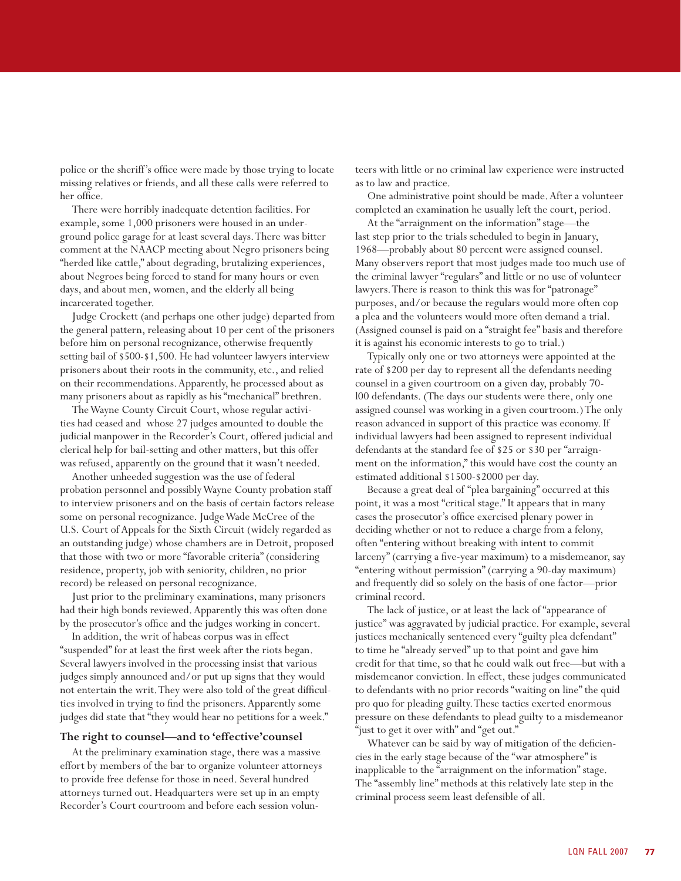police or the sheriff's office were made by those trying to locate missing relatives or friends, and all these calls were referred to her office.

There were horribly inadequate detention facilities. For example, some 1,000 prisoners were housed in an underground police garage for at least several days. There was bitter comment at the NAACP meeting about Negro prisoners being "herded like cattle," about degrading, brutalizing experiences, about Negroes being forced to stand for many hours or even days, and about men, women, and the elderly all being incarcerated together.

Judge Crockett (and perhaps one other judge) departed from the general pattern, releasing about 10 per cent of the prisoners before him on personal recognizance, otherwise frequently setting bail of $500-$1,500. He had volunteer lawyers interview prisoners about their roots in the community, etc., and relied on their recommendations. Apparently, he processed about as many prisoners about as rapidly as his "mechanical" brethren.

The Wayne County Circuit Court, whose regular activities had ceased and whose 27 judges amounted to double the judicial manpower in the Recorder's Court, offered judicial and clerical help for bail-setting and other matters, but this offer was refused, apparently on the ground that it wasn't needed.

Another unheeded suggestion was the use of federal probation personnel and possibly Wayne County probation staff to interview prisoners and on the basis of certain factors release some on personal recognizance. Judge Wade McCree of the U.S. Court of Appeals for the Sixth Circuit (widely regarded as an outstanding judge) whose chambers are in Detroit, proposed that those with two or more "favorable criteria" (considering residence, property, job with seniority, children, no prior record) be released on personal recognizance.

Just prior to the preliminary examinations, many prisoners had their high bonds reviewed. Apparently this was often done by the prosecutor's office and the judges working in concert.

In addition, the writ of habeas corpus was in effect "suspended" for at least the first week after the riots began. Several lawyers involved in the processing insist that various judges simply announced and/or put up signs that they would not entertain the writ. They were also told of the great difficulties involved in trying to find the prisoners. Apparently some judges did state that "they would hear no petitions for a week."

### The right to counsel—and to 'effective' counsel

At the preliminary examination stage, there was a massive effort by members of the bar to organize volunteer attorneys to provide free defense for those in need. Several hundred attorneys turned out. Headquarters were set up in an empty Recorder's Court courtroom and before each session volunteers with little or no criminal law experience were instructed as to law and practice.

One administrative point should be made. After a volunteer completed an examination he usually left the court, period.

At the "arraignment on the information" stage—the last step prior to the trials scheduled to begin in January, 1968—probably about 80 percent were assigned counsel. Many observers report that most judges made too much use of the criminal lawyer "regulars" and little or no use of volunteer lawyers. There is reason to think this was for "patronage" purposes, and/or because the regulars would more often cop a plea and the volunteers would more often demand a trial. (Assigned counsel is paid on a "straight fee" basis and therefore it is against his economic interests to go to trial.)

Typically only one or two attorneys were appointed at the rate of $200 per day to represent all the defendants needing counsel in a given courtroom on a given day, probably 70-100 defendants. (The days our students were there, only one assigned counsel was working in a given courtroom.) The only reason advanced in support of this practice was economy. If individual lawyers had been assigned to represent individual defendants at the standard fee of $25 or $30 per "arraignment on the information," this would have cost the county an estimated additional $1500-$2000 per day.

Because a great deal of "plea bargaining" occurred at this point, it was a most "critical stage." It appears that in many cases the prosecutor's office exercised plenary power in deciding whether or not to reduce a charge from a felony, often "entering without breaking with intent to commit larceny" (carrying a five-year maximum) to a misdemeanor, say "entering without permission" (carrying a 90-day maximum) and frequently did so solely on the basis of one factor—prior criminal record.

The lack of justice, or at least the lack of "appearance of justice" was aggravated by judicial practice. For example, several justices mechanically sentenced every "guilty plea defendant" to time he "already served" up to that point and gave him credit for that time, so that he could walk out free—but with a misdemeanor conviction. In effect, these judges communicated to defendants with no prior records "waiting on line" the quid pro quo for pleading guilty. These tactics exerted enormous pressure on these defendants to plead guilty to a misdemeanor "just to get it over with" and "get out."

Whatever can be said by way of mitigation of the deficiencies in the early stage because of the "war atmosphere" is inapplicable to the "arraignment on the information" stage. The "assembly line" methods at this relatively late step in the criminal process seem least defensible of all.